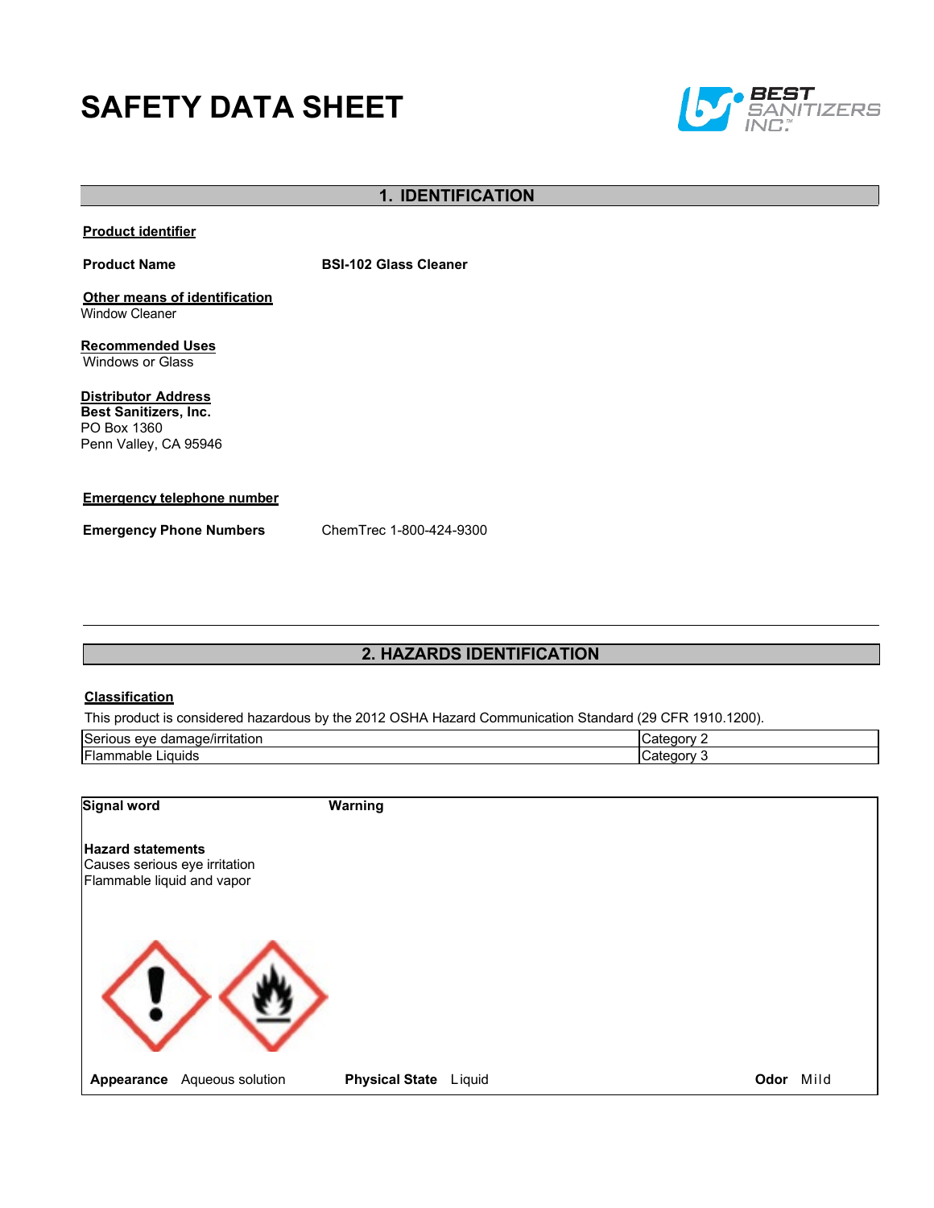# SAFETY DATA SHEET

## 1. IDENTIFICATION

**Product identifier**

**Product Name** BSI-102 Glass Cleaner

**Other means of identification**

Window Cleaner

**Recommended Uses**

Windows or Glass

**Distributor Address**

**Best Sanitizers, Inc.**
PO Box 1360
Penn Valley, CA 95946

**Emergency telephone number**

**Emergency Phone Numbers** ChemTrec 1-800-424-9300

## 2. HAZARDS IDENTIFICATION

**Classification**

This product is considered hazardous by the 2012 OSHA Hazard Communication Standard (29 CFR 1910.1200).

| Hazard | Category |
|---|---|
| Serious eye damage/irritation | Category 2 |
| Flammable Liquids | Category 3 |

**Signal word** Warning

**Hazard statements**

Causes serious eye irritation
Flammable liquid and vapor

**Appearance** Aqueous solution **Physical State** Liquid **Odor** Mild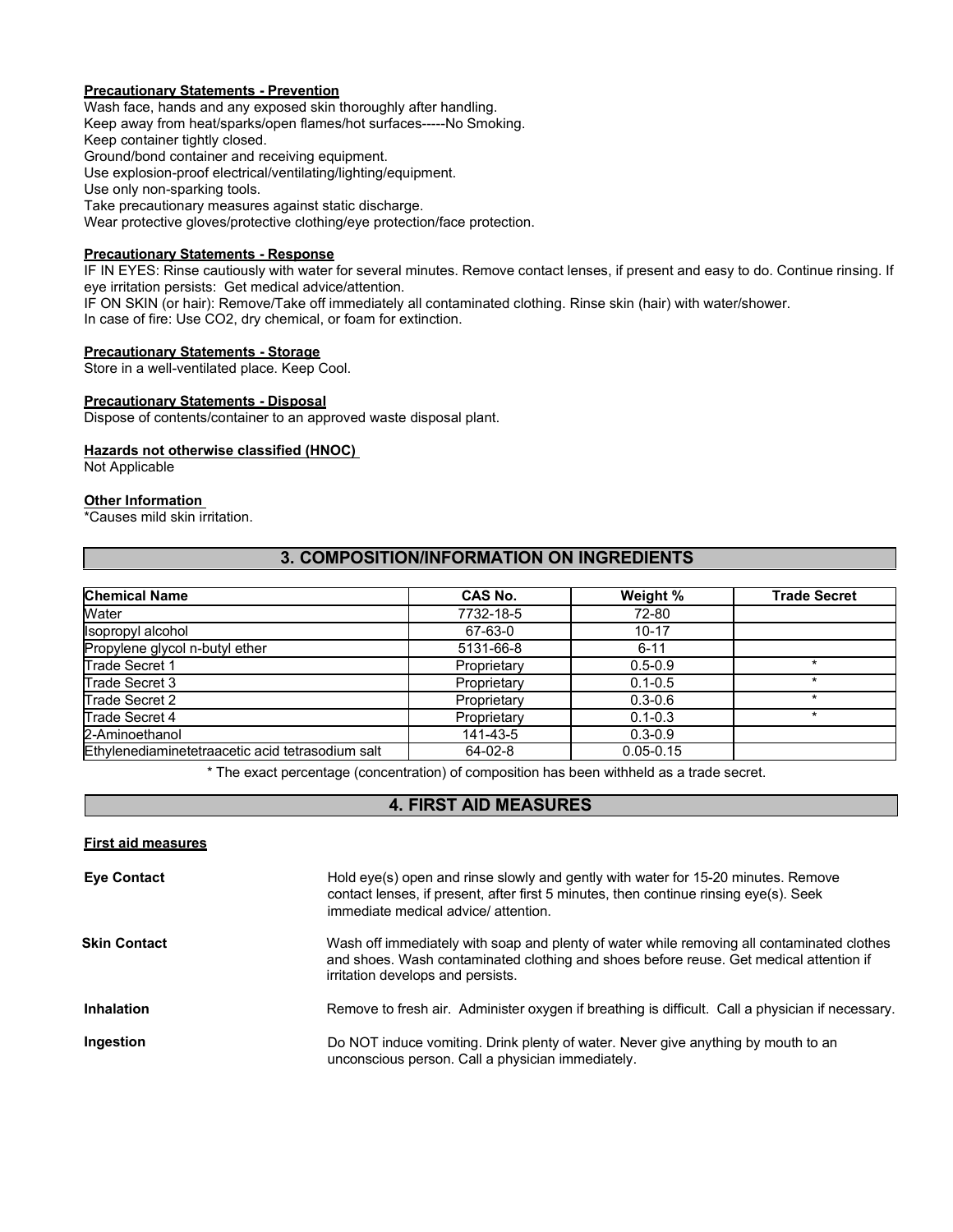**Precautionary Statements - Prevention**

Wash face, hands and any exposed skin thoroughly after handling.
Keep away from heat/sparks/open flames/hot surfaces-----No Smoking.
Keep container tightly closed.
Ground/bond container and receiving equipment.
Use explosion-proof electrical/ventilating/lighting/equipment.
Use only non-sparking tools.
Take precautionary measures against static discharge.
Wear protective gloves/protective clothing/eye protection/face protection.

**Precautionary Statements - Response**

IF IN EYES: Rinse cautiously with water for several minutes. Remove contact lenses, if present and easy to do. Continue rinsing. If eye irritation persists: Get medical advice/attention.
IF ON SKIN (or hair): Remove/Take off immediately all contaminated clothing. Rinse skin (hair) with water/shower.
In case of fire: Use CO2, dry chemical, or foam for extinction.

**Precautionary Statements - Storage**

Store in a well-ventilated place. Keep Cool.

**Precautionary Statements - Disposal**

Dispose of contents/container to an approved waste disposal plant.

**Hazards not otherwise classified (HNOC)**

Not Applicable

**Other Information**

*Causes mild skin irritation.

## 3. COMPOSITION/INFORMATION ON INGREDIENTS

| Chemical Name | CAS No. | Weight % | Trade Secret |
|---|---|---|---|
| Water | 7732-18-5 | 72-80 | |
| Isopropyl alcohol | 67-63-0 | 10-17 | |
| Propylene glycol n-butyl ether | 5131-66-8 | 6-11 | |
| Trade Secret 1 | Proprietary | 0.5-0.9 | * |
| Trade Secret 3 | Proprietary | 0.1-0.5 | * |
| Trade Secret 2 | Proprietary | 0.3-0.6 | * |
| Trade Secret 4 | Proprietary | 0.1-0.3 | * |
| 2-Aminoethanol | 141-43-5 | 0.3-0.9 | |
| Ethylenediaminetetraacetic acid tetrasodium salt | 64-02-8 | 0.05-0.15 | |

* The exact percentage (concentration) of composition has been withheld as a trade secret.

## 4. FIRST AID MEASURES

**First aid measures**

**Eye Contact** Hold eye(s) open and rinse slowly and gently with water for 15-20 minutes. Remove contact lenses, if present, after first 5 minutes, then continue rinsing eye(s). Seek immediate medical advice/ attention.

**Skin Contact** Wash off immediately with soap and plenty of water while removing all contaminated clothes and shoes. Wash contaminated clothing and shoes before reuse. Get medical attention if irritation develops and persists.

**Inhalation** Remove to fresh air. Administer oxygen if breathing is difficult. Call a physician if necessary.

**Ingestion** Do NOT induce vomiting. Drink plenty of water. Never give anything by mouth to an unconscious person. Call a physician immediately.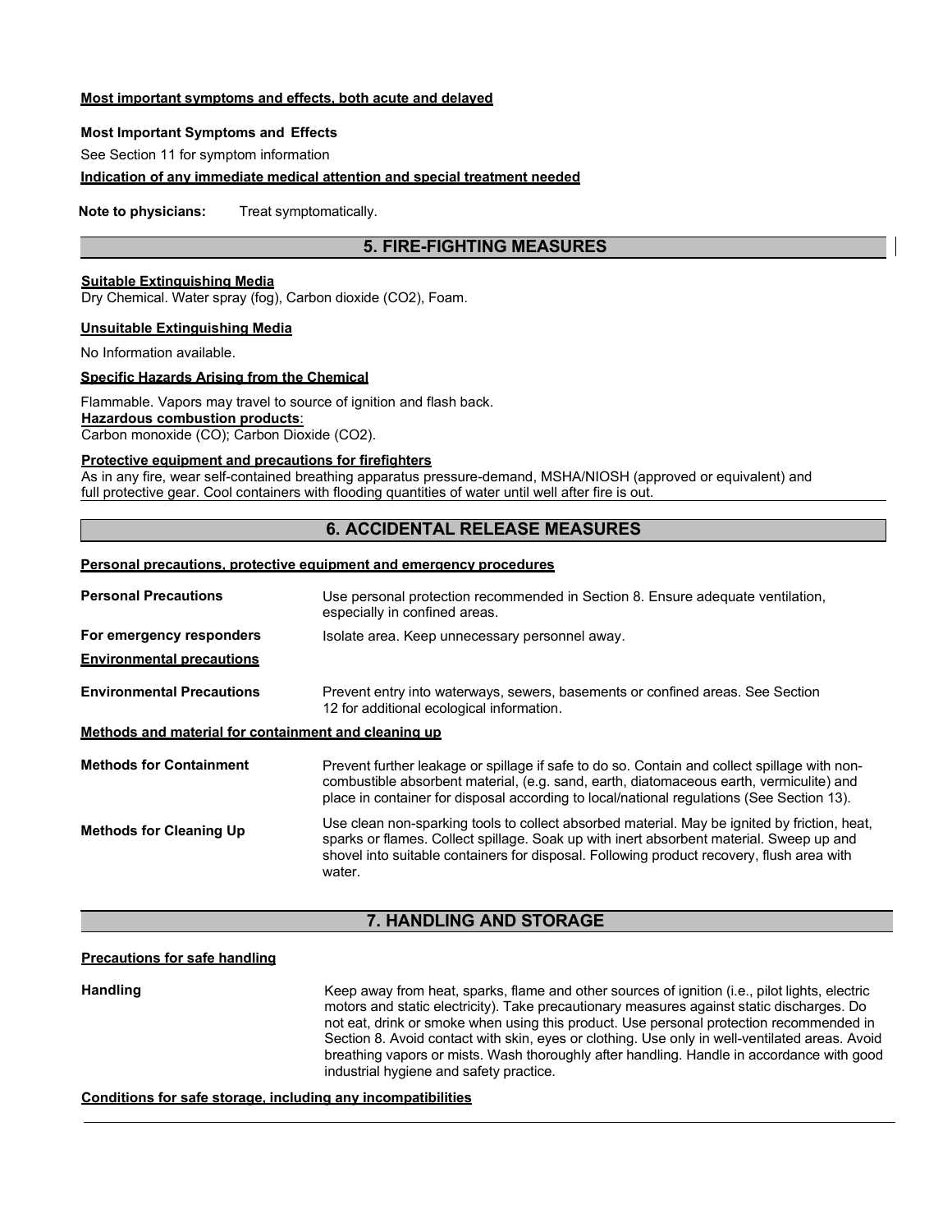**Most important symptoms and effects, both acute and delayed**

**Most Important Symptoms and Effects**

See Section 11 for symptom information

**Indication of any immediate medical attention and special treatment needed**

**Note to physicians:** Treat symptomatically.

## 5. FIRE-FIGHTING MEASURES

**Suitable Extinguishing Media**

Dry Chemical. Water spray (fog), Carbon dioxide ($CO_2$), Foam.

**Unsuitable Extinguishing Media**

No Information available.

**Specific Hazards Arising from the Chemical**

Flammable. Vapors may travel to source of ignition and flash back.

**Hazardous combustion products**:

Carbon monoxide (CO); Carbon Dioxide ($CO_2$).

**Protective equipment and precautions for firefighters**

As in any fire, wear self-contained breathing apparatus pressure-demand, MSHA/NIOSH (approved or equivalent) and full protective gear. Cool containers with flooding quantities of water until well after fire is out.

## 6. ACCIDENTAL RELEASE MEASURES

**Personal precautions, protective equipment and emergency procedures**

**Personal Precautions** — Use personal protection recommended in Section 8. Ensure adequate ventilation, especially in confined areas.

**For emergency responders** — Isolate area. Keep unnecessary personnel away.

**Environmental precautions**

**Environmental Precautions** — Prevent entry into waterways, sewers, basements or confined areas. See Section 12 for additional ecological information.

**Methods and material for containment and cleaning up**

**Methods for Containment** — Prevent further leakage or spillage if safe to do so. Contain and collect spillage with non-combustible absorbent material, (e.g. sand, earth, diatomaceous earth, vermiculite) and place in container for disposal according to local/national regulations (See Section 13).

**Methods for Cleaning Up** — Use clean non-sparking tools to collect absorbed material. May be ignited by friction, heat, sparks or flames. Collect spillage. Soak up with inert absorbent material. Sweep up and shovel into suitable containers for disposal. Following product recovery, flush area with water.

## 7. HANDLING AND STORAGE

**Precautions for safe handling**

**Handling** — Keep away from heat, sparks, flame and other sources of ignition (i.e., pilot lights, electric motors and static electricity). Take precautionary measures against static discharges. Do not eat, drink or smoke when using this product. Use personal protection recommended in Section 8. Avoid contact with skin, eyes or clothing. Use only in well-ventilated areas. Avoid breathing vapors or mists. Wash thoroughly after handling. Handle in accordance with good industrial hygiene and safety practice.

**Conditions for safe storage, including any incompatibilities**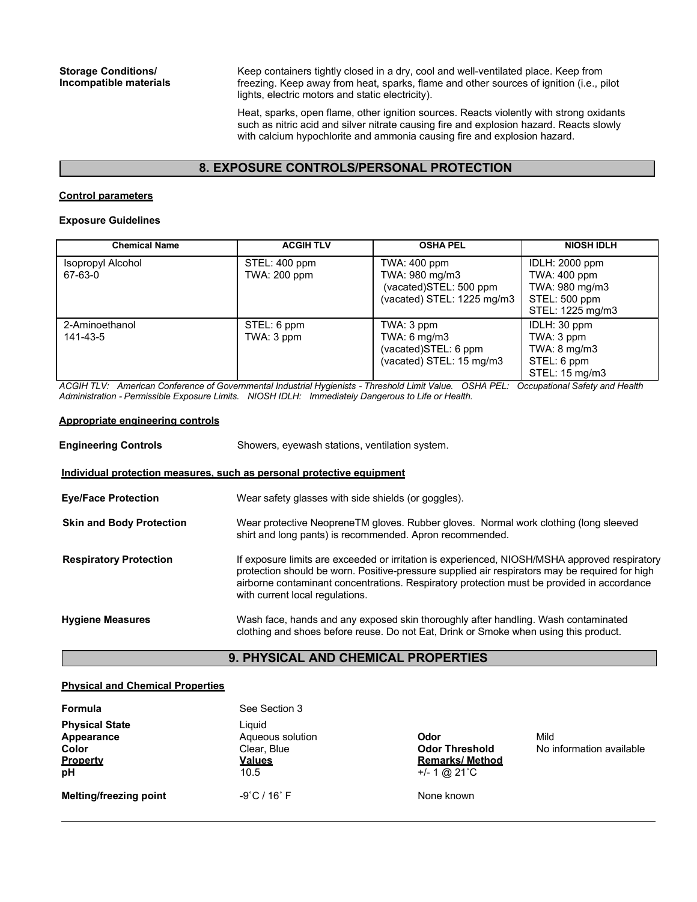**Storage Conditions/ Incompatible materials**

Keep containers tightly closed in a dry, cool and well-ventilated place. Keep from freezing. Keep away from heat, sparks, flame and other sources of ignition (i.e., pilot lights, electric motors and static electricity).

Heat, sparks, open flame, other ignition sources. Reacts violently with strong oxidants such as nitric acid and silver nitrate causing fire and explosion hazard. Reacts slowly with calcium hypochlorite and ammonia causing fire and explosion hazard.

## 8. EXPOSURE CONTROLS/PERSONAL PROTECTION

**Control parameters**

**Exposure Guidelines**

| Chemical Name | ACGIH TLV | OSHA PEL | NIOSH IDLH |
|---|---|---|---|
| Isopropyl Alcohol<br>67-63-0 | STEL: 400 ppm<br>TWA: 200 ppm | TWA: 400 ppm<br>TWA: 980 mg/m3<br>(vacated)STEL: 500 ppm<br>(vacated) STEL: 1225 mg/m3 | IDLH: 2000 ppm<br>TWA: 400 ppm<br>TWA: 980 mg/m3<br>STEL: 500 ppm<br>STEL: 1225 mg/m3 |
| 2-Aminoethanol<br>141-43-5 | STEL: 6 ppm<br>TWA: 3 ppm | TWA: 3 ppm<br>TWA: 6 mg/m3<br>(vacated)STEL: 6 ppm<br>(vacated) STEL: 15 mg/m3 | IDLH: 30 ppm<br>TWA: 3 ppm<br>TWA: 8 mg/m3<br>STEL: 6 ppm<br>STEL: 15 mg/m3 |

*ACGIH TLV: American Conference of Governmental Industrial Hygienists - Threshold Limit Value. OSHA PEL: Occupational Safety and Health Administration - Permissible Exposure Limits. NIOSH IDLH: Immediately Dangerous to Life or Health.*

**Appropriate engineering controls**

**Engineering Controls** Showers, eyewash stations, ventilation system.

**Individual protection measures, such as personal protective equipment**

**Eye/Face Protection** Wear safety glasses with side shields (or goggles).

**Skin and Body Protection** Wear protective NeopreneTM gloves. Rubber gloves. Normal work clothing (long sleeved shirt and long pants) is recommended. Apron recommended.

**Respiratory Protection** If exposure limits are exceeded or irritation is experienced, NIOSH/MSHA approved respiratory protection should be worn. Positive-pressure supplied air respirators may be required for high airborne contaminant concentrations. Respiratory protection must be provided in accordance with current local regulations.

**Hygiene Measures** Wash face, hands and any exposed skin thoroughly after handling. Wash contaminated clothing and shoes before reuse. Do not Eat, Drink or Smoke when using this product.

## 9. PHYSICAL AND CHEMICAL PROPERTIES

**Physical and Chemical Properties**

**Formula** See Section 3

**Physical State** Liquid

**Appearance** Aqueous solution

**Color** Clear, Blue

**Odor** Mild

**Odor Threshold** No information available

| **Property** | **Values** | **Remarks/ Method** |
|---|---|---|
| **pH** | 10.5 | +/- 1 @ 21˚C |
| **Melting/freezing point** | -9˚C / 16˚ F | None known |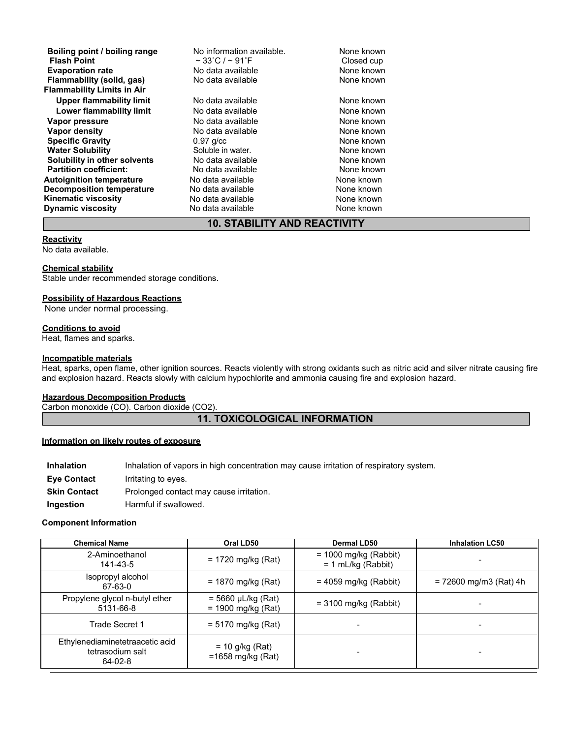| | | |
|---|---|---|
| **Boiling point / boiling range** | No information available. | None known |
| **Flash Point** | ~ 33˚C / ~ 91˚F | Closed cup |
| **Evaporation rate** | No data available | None known |
| **Flammability (solid, gas)** | No data available | None known |
| **Flammability Limits in Air** | | |
| **Upper flammability limit** | No data available | None known |
| **Lower flammability limit** | No data available | None known |
| **Vapor pressure** | No data available | None known |
| **Vapor density** | No data available | None known |
| **Specific Gravity** | 0.97 g/cc | None known |
| **Water Solubility** | Soluble in water. | None known |
| **Solubility in other solvents** | No data available | None known |
| **Partition coefficient:** | No data available | None known |
| **Autoignition temperature** | No data available | None known |
| **Decomposition temperature** | No data available | None known |
| **Kinematic viscosity** | No data available | None known |
| **Dynamic viscosity** | No data available | None known |

## 10. STABILITY AND REACTIVITY

**Reactivity**

No data available.

**Chemical stability**

Stable under recommended storage conditions.

**Possibility of Hazardous Reactions**

None under normal processing.

**Conditions to avoid**

Heat, flames and sparks.

**Incompatible materials**

Heat, sparks, open flame, other ignition sources. Reacts violently with strong oxidants such as nitric acid and silver nitrate causing fire and explosion hazard. Reacts slowly with calcium hypochlorite and ammonia causing fire and explosion hazard.

**Hazardous Decomposition Products**

Carbon monoxide (CO). Carbon dioxide ($CO_2$).

## 11. TOXICOLOGICAL INFORMATION

**Information on likely routes of exposure**

| | |
|---|---|
| **Inhalation** | Inhalation of vapors in high concentration may cause irritation of respiratory system. |
| **Eye Contact** | Irritating to eyes. |
| **Skin Contact** | Prolonged contact may cause irritation. |
| **Ingestion** | Harmful if swallowed. |

**Component Information**

| Chemical Name | Oral LD50 | Dermal LD50 | Inhalation LC50 |
|---|---|---|---|
| 2-Aminoethanol 141-43-5 | = 1720 mg/kg (Rat) | = 1000 mg/kg (Rabbit) = 1 mL/kg (Rabbit) | - |
| Isopropyl alcohol 67-63-0 | = 1870 mg/kg (Rat) | = 4059 mg/kg (Rabbit) | = 72600 mg/m3 (Rat) 4h |
| Propylene glycol n-butyl ether 5131-66-8 | = 5660 µL/kg (Rat) = 1900 mg/kg (Rat) | = 3100 mg/kg (Rabbit) | - |
| Trade Secret 1 | = 5170 mg/kg (Rat) | - | - |
| Ethylenediaminetetraacetic acid tetrasodium salt 64-02-8 | = 10 g/kg (Rat) =1658 mg/kg (Rat) | - | - |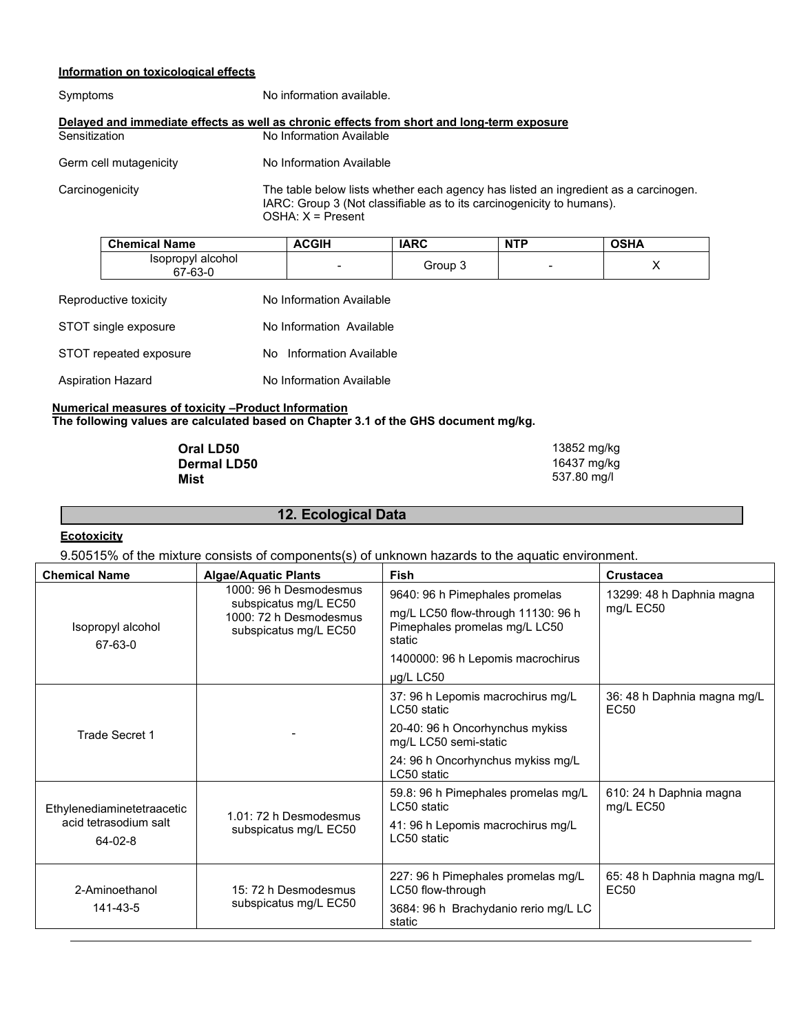**Information on toxicological effects**

Symptoms No information available.

**Delayed and immediate effects as well as chronic effects from short and long-term exposure**

Sensitization No Information Available

Germ cell mutagenicity No Information Available

Carcinogenicity The table below lists whether each agency has listed an ingredient as a carcinogen. IARC: Group 3 (Not classifiable as to its carcinogenicity to humans). OSHA: X = Present

| Chemical Name | ACGIH | IARC | NTP | OSHA |
|---|---|---|---|---|
| Isopropyl alcohol 67-63-0 | - | Group 3 | - | X |

Reproductive toxicity No Information Available

STOT single exposure No Information Available

STOT repeated exposure No Information Available

Aspiration Hazard No Information Available

**Numerical measures of toxicity –Product Information**

**The following values are calculated based on Chapter 3.1 of the GHS document mg/kg.**

| | |
|---|---|
| **Oral LD50** | 13852 mg/kg |
| **Dermal LD50** | 16437 mg/kg |
| **Mist** | 537.80 mg/l |

## 12. Ecological Data

**Ecotoxicity**

9.50515% of the mixture consists of components(s) of unknown hazards to the aquatic environment.

| Chemical Name | Algae/Aquatic Plants | Fish | Crustacea |
|---|---|---|---|
| Isopropyl alcohol 67-63-0 | 1000: 96 h Desmodesmus subspicatus mg/L EC50 1000: 72 h Desmodesmus subspicatus mg/L EC50 | 9640: 96 h Pimephales promelas mg/L LC50 flow-through 11130: 96 h Pimephales promelas mg/L LC50 static 1400000: 96 h Lepomis macrochirus µg/L LC50 | 13299: 48 h Daphnia magna mg/L EC50 |
| Trade Secret 1 | - | 37: 96 h Lepomis macrochirus mg/L LC50 static 20-40: 96 h Oncorhynchus mykiss mg/L LC50 semi-static 24: 96 h Oncorhynchus mykiss mg/L LC50 static | 36: 48 h Daphnia magna mg/L EC50 |
| Ethylenediaminetetraacetic acid tetrasodium salt 64-02-8 | 1.01: 72 h Desmodesmus subspicatus mg/L EC50 | 59.8: 96 h Pimephales promelas mg/L LC50 static 41: 96 h Lepomis macrochirus mg/L LC50 static | 610: 24 h Daphnia magna mg/L EC50 |
| 2-Aminoethanol 141-43-5 | 15: 72 h Desmodesmus subspicatus mg/L EC50 | 227: 96 h Pimephales promelas mg/L LC50 flow-through 3684: 96 h Brachydanio rerio mg/L LC static | 65: 48 h Daphnia magna mg/L EC50 |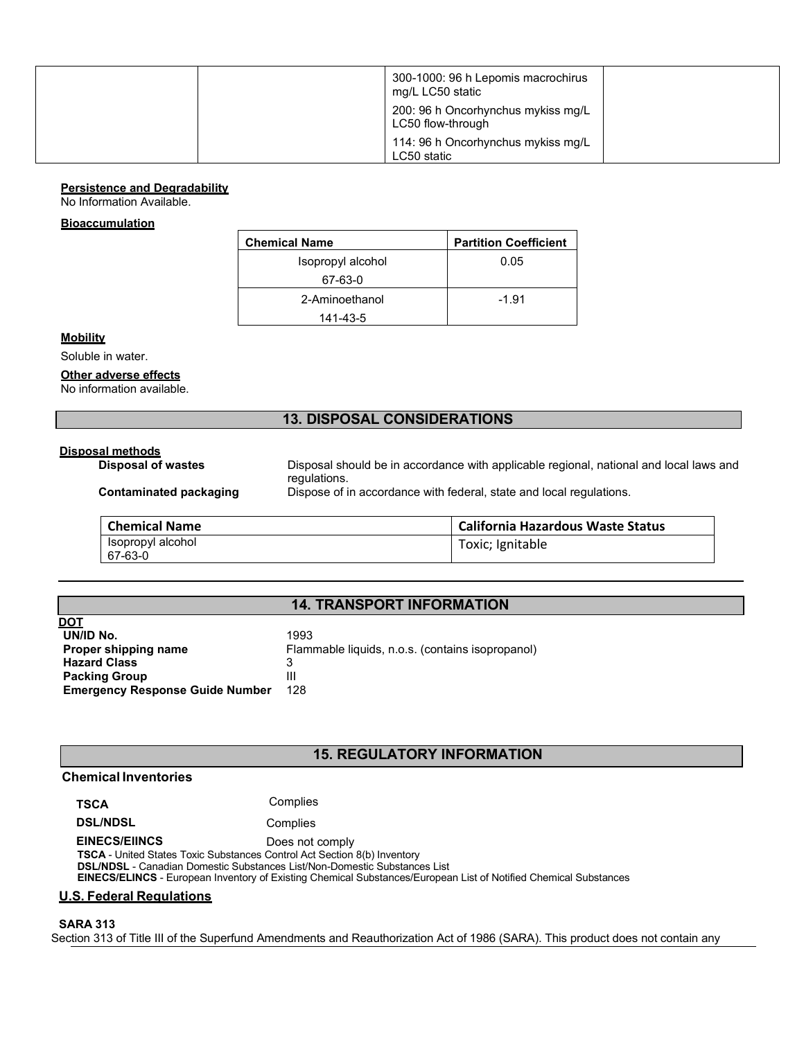| | | 300-1000: 96 h Lepomis macrochirus mg/L LC50 static<br>200: 96 h Oncorhynchus mykiss mg/L LC50 flow-through<br>114: 96 h Oncorhynchus mykiss mg/L LC50 static | |
|---|---|---|---|

**Persistence and Degradability**
No Information Available.

**Bioaccumulation**

| Chemical Name | Partition Coefficient |
|---|---|
| Isopropyl alcohol<br>67-63-0 | 0.05 |
| 2-Aminoethanol<br>141-43-5 | -1.91 |

**Mobility**

Soluble in water.

**Other adverse effects**
No information available.

## 13. DISPOSAL CONSIDERATIONS

**Disposal methods**

**Disposal of wastes** Disposal should be in accordance with applicable regional, national and local laws and regulations.

**Contaminated packaging** Dispose of in accordance with federal, state and local regulations.

| Chemical Name | California Hazardous Waste Status |
|---|---|
| Isopropyl alcohol<br>67-63-0 | Toxic; Ignitable |

## 14. TRANSPORT INFORMATION

**DOT**

**UN/ID No.** 1993
**Proper shipping name** Flammable liquids, n.o.s. (contains isopropanol)
**Hazard Class** 3
**Packing Group** III
**Emergency Response Guide Number** 128

## 15. REGULATORY INFORMATION

### Chemical Inventories

**TSCA** Complies

**DSL/NDSL** Complies

**EINECS/EIINCS** Does not comply

**TSCA** - United States Toxic Substances Control Act Section 8(b) Inventory
**DSL/NDSL** - Canadian Domestic Substances List/Non-Domestic Substances List
**EINECS/ELINCS** - European Inventory of Existing Chemical Substances/European List of Notified Chemical Substances

**U.S. Federal Regulations**

**SARA 313**
Section 313 of Title III of the Superfund Amendments and Reauthorization Act of 1986 (SARA). This product does not contain any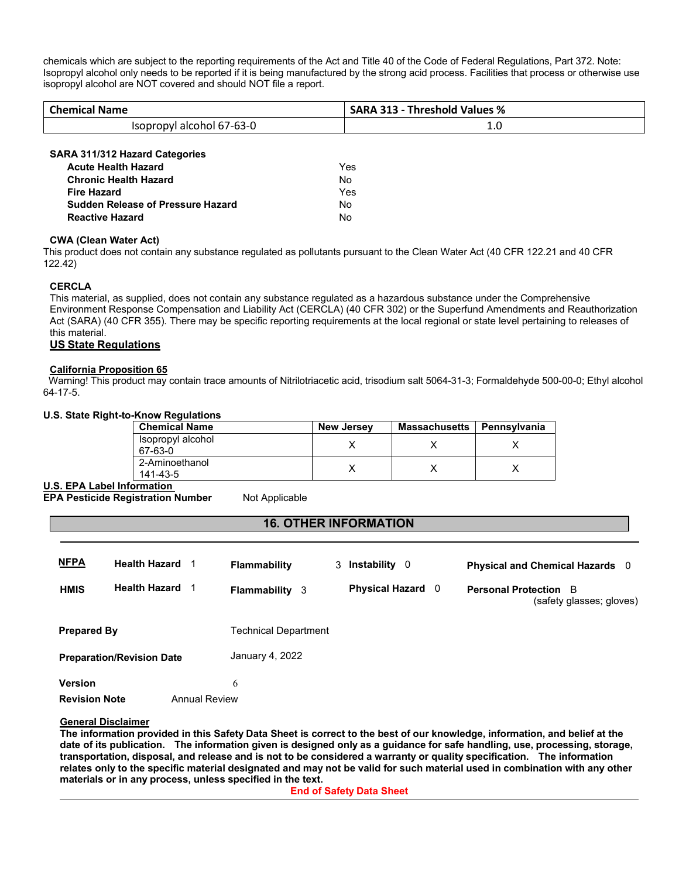chemicals which are subject to the reporting requirements of the Act and Title 40 of the Code of Federal Regulations, Part 372. Note: Isopropyl alcohol only needs to be reported if it is being manufactured by the strong acid process. Facilities that process or otherwise use isopropyl alcohol are NOT covered and should NOT file a report.

| Chemical Name | SARA 313 - Threshold Values % |
|---|---|
| Isopropyl alcohol 67-63-0 | 1.0 |

**SARA 311/312 Hazard Categories**

| | |
|---|---|
| **Acute Health Hazard** | Yes |
| **Chronic Health Hazard** | No |
| **Fire Hazard** | Yes |
| **Sudden Release of Pressure Hazard** | No |
| **Reactive Hazard** | No |

**CWA (Clean Water Act)**

This product does not contain any substance regulated as pollutants pursuant to the Clean Water Act (40 CFR 122.21 and 40 CFR 122.42)

**CERCLA**

This material, as supplied, does not contain any substance regulated as a hazardous substance under the Comprehensive Environment Response Compensation and Liability Act (CERCLA) (40 CFR 302) or the Superfund Amendments and Reauthorization Act (SARA) (40 CFR 355). There may be specific reporting requirements at the local regional or state level pertaining to releases of this material.

**US State Regulations**

**California Proposition 65**

Warning! This product may contain trace amounts of Nitrilotriacetic acid, trisodium salt 5064-31-3; Formaldehyde 500-00-0; Ethyl alcohol 64-17-5.

**U.S. State Right-to-Know Regulations**

| Chemical Name | New Jersey | Massachusetts | Pennsylvania |
|---|---|---|---|
| Isopropyl alcohol 67-63-0 | X | X | X |
| 2-Aminoethanol 141-43-5 | X | X | X |

**U.S. EPA Label Information**

**EPA Pesticide Registration Number** Not Applicable

## 16. OTHER INFORMATION

| | | | | |
|---|---|---|---|---|
| **NFPA** | **Health Hazard** 1 | **Flammability** 3 | **Instability** 0 | **Physical and Chemical Hazards** 0 |
| **HMIS** | **Health Hazard** 1 | **Flammability** 3 | **Physical Hazard** 0 | **Personal Protection** B (safety glasses; gloves) |

**Prepared By** Technical Department

**Preparation/Revision Date** January 4, 2022

**Version** 6

**Revision Note** Annual Review

**General Disclaimer**

**The information provided in this Safety Data Sheet is correct to the best of our knowledge, information, and belief at the date of its publication. The information given is designed only as a guidance for safe handling, use, processing, storage, transportation, disposal, and release and is not to be considered a warranty or quality specification. The information relates only to the specific material designated and may not be valid for such material used in combination with any other materials or in any process, unless specified in the text.**

**End of Safety Data Sheet**